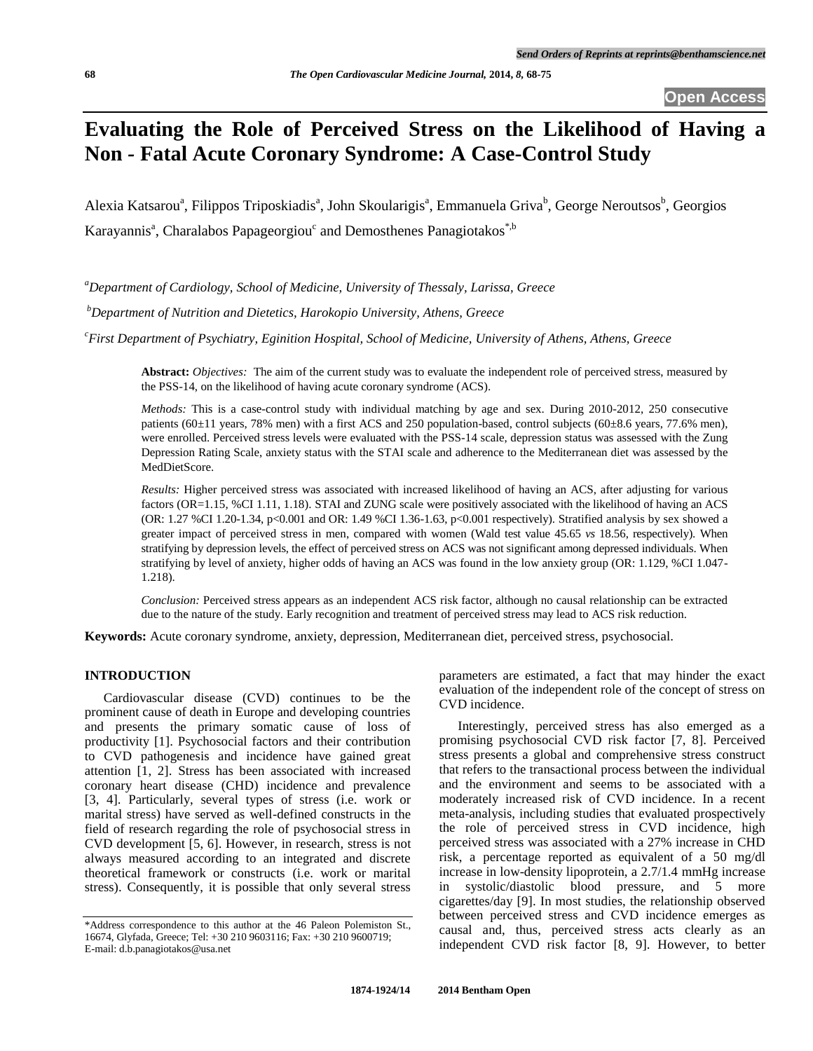# Evaluating the Role of Perceived Stress on the Likelihood of Having a Non - Fatal Acute Coronary Syndrome: A Case-Control Study

Alexia Katsarou[a], Filippos Triposkiadis[a], John Skoularigis[a], Emmanuela Griva[b], George Neroutsos[b], Georgios Karayannis[a], Charalabos Papageorgiou[c] and Demosthenes Panagiotakos[*,b]

[a]*Department of Cardiology, School of Medicine, University of Thessaly, Larissa, Greece*

[b]*Department of Nutrition and Dietetics, Harokopio University, Athens, Greece*

[c]*First Department of Psychiatry, Eginition Hospital, School of Medicine, University of Athens, Athens, Greece*

**Abstract:** *Objectives:* The aim of the current study was to evaluate the independent role of perceived stress, measured by the PSS-14, on the likelihood of having acute coronary syndrome (ACS).

*Methods:* This is a case-control study with individual matching by age and sex. During 2010-2012, 250 consecutive patients (60±11 years, 78% men) with a first ACS and 250 population-based, control subjects (60±8.6 years, 77.6% men), were enrolled. Perceived stress levels were evaluated with the PSS-14 scale, depression status was assessed with the Zung Depression Rating Scale, anxiety status with the STAI scale and adherence to the Mediterranean diet was assessed by the MedDietScore.

*Results:* Higher perceived stress was associated with increased likelihood of having an ACS, after adjusting for various factors (OR=1.15, %CI 1.11, 1.18). STAI and ZUNG scale were positively associated with the likelihood of having an ACS (OR: 1.27 %CI 1.20-1.34, $p<0.001$ and OR: 1.49 %CI 1.36-1.63, $p<0.001$ respectively). Stratified analysis by sex showed a greater impact of perceived stress in men, compared with women (Wald test value 45.65 *vs* 18.56, respectively). When stratifying by depression levels, the effect of perceived stress on ACS was not significant among depressed individuals. When stratifying by level of anxiety, higher odds of having an ACS was found in the low anxiety group (OR: 1.129, %CI 1.047-1.218).

*Conclusion:* Perceived stress appears as an independent ACS risk factor, although no causal relationship can be extracted due to the nature of the study. Early recognition and treatment of perceived stress may lead to ACS risk reduction.

**Keywords:** Acute coronary syndrome, anxiety, depression, Mediterranean diet, perceived stress, psychosocial.

## INTRODUCTION

Cardiovascular disease (CVD) continues to be the prominent cause of death in Europe and developing countries and presents the primary somatic cause of loss of productivity [1]. Psychosocial factors and their contribution to CVD pathogenesis and incidence have gained great attention [1, 2]. Stress has been associated with increased coronary heart disease (CHD) incidence and prevalence [3, 4]. Particularly, several types of stress (i.e. work or marital stress) have served as well-defined constructs in the field of research regarding the role of psychosocial stress in CVD development [5, 6]. However, in research, stress is not always measured according to an integrated and discrete theoretical framework or constructs (i.e. work or marital stress). Consequently, it is possible that only several stress parameters are estimated, a fact that may hinder the exact evaluation of the independent role of the concept of stress on CVD incidence.

Interestingly, perceived stress has also emerged as a promising psychosocial CVD risk factor [7, 8]. Perceived stress presents a global and comprehensive stress construct that refers to the transactional process between the individual and the environment and seems to be associated with a moderately increased risk of CVD incidence. In a recent meta-analysis, including studies that evaluated prospectively the role of perceived stress in CVD incidence, high perceived stress was associated with a 27% increase in CHD risk, a percentage reported as equivalent of a 50 mg/dl increase in low-density lipoprotein, a 2.7/1.4 mmHg increase in systolic/diastolic blood pressure, and 5 more cigarettes/day [9]. In most studies, the relationship observed between perceived stress and CVD incidence emerges as causal and, thus, perceived stress acts clearly as an independent CVD risk factor [8, 9]. However, to better

*Address correspondence to this author at the 46 Paleon Polemiston St., 16674, Glyfada, Greece; Tel: +30 210 9603116; Fax: +30 210 9600719; E-mail: d.b.panagiotakos@usa.net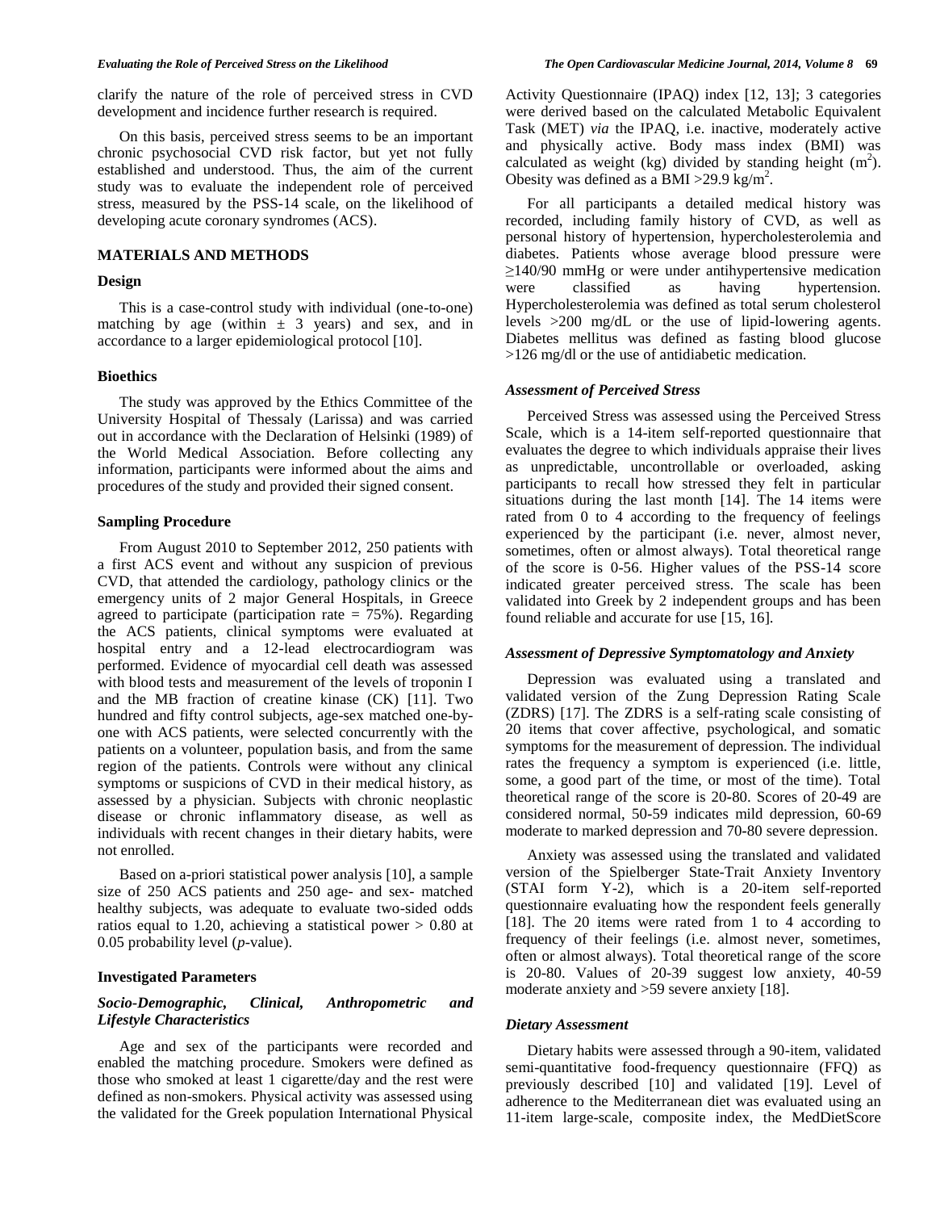clarify the nature of the role of perceived stress in CVD development and incidence further research is required.

On this basis, perceived stress seems to be an important chronic psychosocial CVD risk factor, but yet not fully established and understood. Thus, the aim of the current study was to evaluate the independent role of perceived stress, measured by the PSS-14 scale, on the likelihood of developing acute coronary syndromes (ACS).

## MATERIALS AND METHODS

### Design

This is a case-control study with individual (one-to-one) matching by age (within ± 3 years) and sex, and in accordance to a larger epidemiological protocol [10].

### Bioethics

The study was approved by the Ethics Committee of the University Hospital of Thessaly (Larissa) and was carried out in accordance with the Declaration of Helsinki (1989) of the World Medical Association. Before collecting any information, participants were informed about the aims and procedures of the study and provided their signed consent.

### Sampling Procedure

From August 2010 to September 2012, 250 patients with a first ACS event and without any suspicion of previous CVD, that attended the cardiology, pathology clinics or the emergency units of 2 major General Hospitals, in Greece agreed to participate (participation rate = 75%). Regarding the ACS patients, clinical symptoms were evaluated at hospital entry and a 12-lead electrocardiogram was performed. Evidence of myocardial cell death was assessed with blood tests and measurement of the levels of troponin I and the MB fraction of creatine kinase (CK) [11]. Two hundred and fifty control subjects, age-sex matched one-by-one with ACS patients, were selected concurrently with the patients on a volunteer, population basis, and from the same region of the patients. Controls were without any clinical symptoms or suspicions of CVD in their medical history, as assessed by a physician. Subjects with chronic neoplastic disease or chronic inflammatory disease, as well as individuals with recent changes in their dietary habits, were not enrolled.

Based on a-priori statistical power analysis [10], a sample size of 250 ACS patients and 250 age- and sex- matched healthy subjects, was adequate to evaluate two-sided odds ratios equal to 1.20, achieving a statistical power > 0.80 at 0.05 probability level (*p*-value).

### Investigated Parameters

#### *Socio-Demographic, Clinical, Anthropometric and Lifestyle Characteristics*

Age and sex of the participants were recorded and enabled the matching procedure. Smokers were defined as those who smoked at least 1 cigarette/day and the rest were defined as non-smokers. Physical activity was assessed using the validated for the Greek population International Physical Activity Questionnaire (IPAQ) index [12, 13]; 3 categories were derived based on the calculated Metabolic Equivalent Task (MET) *via* the IPAQ, i.e. inactive, moderately active and physically active. Body mass index (BMI) was calculated as weight (kg) divided by standing height ($m^2$). Obesity was defined as a BMI >29.9 kg/$m^2$.

For all participants a detailed medical history was recorded, including family history of CVD, as well as personal history of hypertension, hypercholesterolemia and diabetes. Patients whose average blood pressure were ≥140/90 mmHg or were under antihypertensive medication were classified as having hypertension. Hypercholesterolemia was defined as total serum cholesterol levels >200 mg/dL or the use of lipid-lowering agents. Diabetes mellitus was defined as fasting blood glucose >126 mg/dl or the use of antidiabetic medication.

#### *Assessment of Perceived Stress*

Perceived Stress was assessed using the Perceived Stress Scale, which is a 14-item self-reported questionnaire that evaluates the degree to which individuals appraise their lives as unpredictable, uncontrollable or overloaded, asking participants to recall how stressed they felt in particular situations during the last month [14]. The 14 items were rated from 0 to 4 according to the frequency of feelings experienced by the participant (i.e. never, almost never, sometimes, often or almost always). Total theoretical range of the score is 0-56. Higher values of the PSS-14 score indicated greater perceived stress. The scale has been validated into Greek by 2 independent groups and has been found reliable and accurate for use [15, 16].

#### *Assessment of Depressive Symptomatology and Anxiety*

Depression was evaluated using a translated and validated version of the Zung Depression Rating Scale (ZDRS) [17]. The ZDRS is a self-rating scale consisting of 20 items that cover affective, psychological, and somatic symptoms for the measurement of depression. The individual rates the frequency a symptom is experienced (i.e. little, some, a good part of the time, or most of the time). Total theoretical range of the score is 20-80. Scores of 20-49 are considered normal, 50-59 indicates mild depression, 60-69 moderate to marked depression and 70-80 severe depression.

Anxiety was assessed using the translated and validated version of the Spielberger State-Trait Anxiety Inventory (STAI form Y-2), which is a 20-item self-reported questionnaire evaluating how the respondent feels generally [18]. The 20 items were rated from 1 to 4 according to frequency of their feelings (i.e. almost never, sometimes, often or almost always). Total theoretical range of the score is 20-80. Values of 20-39 suggest low anxiety, 40-59 moderate anxiety and >59 severe anxiety [18].

#### *Dietary Assessment*

Dietary habits were assessed through a 90-item, validated semi-quantitative food-frequency questionnaire (FFQ) as previously described [10] and validated [19]. Level of adherence to the Mediterranean diet was evaluated using an 11-item large-scale, composite index, the MedDietScore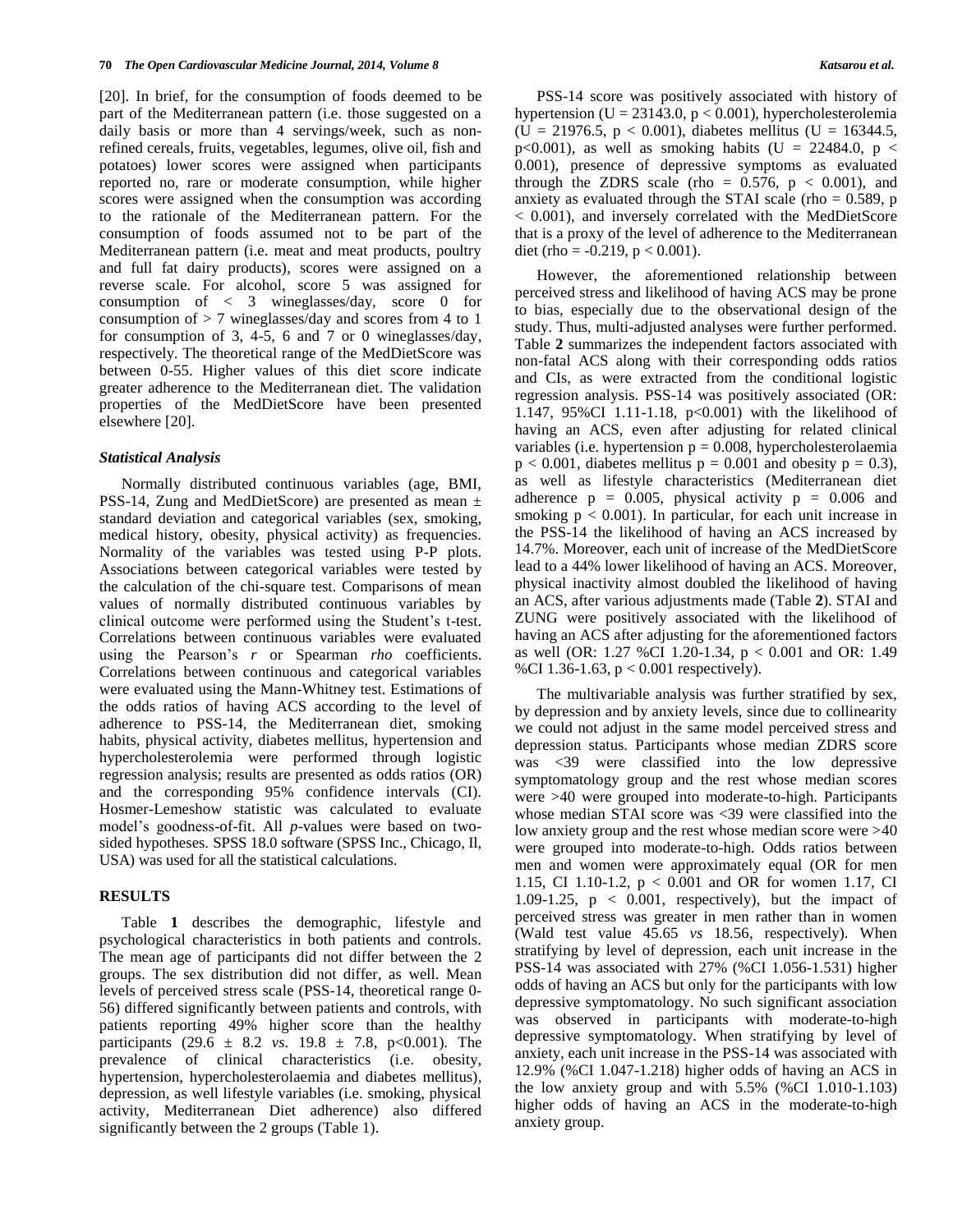[20]. In brief, for the consumption of foods deemed to be part of the Mediterranean pattern (i.e. those suggested on a daily basis or more than 4 servings/week, such as non-refined cereals, fruits, vegetables, legumes, olive oil, fish and potatoes) lower scores were assigned when participants reported no, rare or moderate consumption, while higher scores were assigned when the consumption was according to the rationale of the Mediterranean pattern. For the consumption of foods assumed not to be part of the Mediterranean pattern (i.e. meat and meat products, poultry and full fat dairy products), scores were assigned on a reverse scale. For alcohol, score 5 was assigned for consumption of < 3 wineglasses/day, score 0 for consumption of > 7 wineglasses/day and scores from 4 to 1 for consumption of 3, 4-5, 6 and 7 or 0 wineglasses/day, respectively. The theoretical range of the MedDietScore was between 0-55. Higher values of this diet score indicate greater adherence to the Mediterranean diet. The validation properties of the MedDietScore have been presented elsewhere [20].

### *Statistical Analysis*

Normally distributed continuous variables (age, BMI, PSS-14, Zung and MedDietScore) are presented as mean ± standard deviation and categorical variables (sex, smoking, medical history, obesity, physical activity) as frequencies. Normality of the variables was tested using P-P plots. Associations between categorical variables were tested by the calculation of the chi-square test. Comparisons of mean values of normally distributed continuous variables by clinical outcome were performed using the Student's t-test. Correlations between continuous variables were evaluated using the Pearson's *r* or Spearman *rho* coefficients. Correlations between continuous and categorical variables were evaluated using the Mann-Whitney test. Estimations of the odds ratios of having ACS according to the level of adherence to PSS-14, the Mediterranean diet, smoking habits, physical activity, diabetes mellitus, hypertension and hypercholesterolemia were performed through logistic regression analysis; results are presented as odds ratios (OR) and the corresponding 95% confidence intervals (CI). Hosmer-Lemeshow statistic was calculated to evaluate model's goodness-of-fit. All *p*-values were based on two-sided hypotheses. SPSS 18.0 software (SPSS Inc., Chicago, Il, USA) was used for all the statistical calculations.

## RESULTS

Table **1** describes the demographic, lifestyle and psychological characteristics in both patients and controls. The mean age of participants did not differ between the 2 groups. The sex distribution did not differ, as well. Mean levels of perceived stress scale (PSS-14, theoretical range 0-56) differed significantly between patients and controls, with patients reporting 49% higher score than the healthy participants (29.6 ± 8.2 *vs*. 19.8 ± 7.8, p<0.001). The prevalence of clinical characteristics (i.e. obesity, hypertension, hypercholesterolaemia and diabetes mellitus), depression, as well lifestyle variables (i.e. smoking, physical activity, Mediterranean Diet adherence) also differed significantly between the 2 groups (Table 1).

PSS-14 score was positively associated with history of hypertension (U = 23143.0, p < 0.001), hypercholesterolemia (U = 21976.5, p < 0.001), diabetes mellitus (U = 16344.5, p<0.001), as well as smoking habits (U = 22484.0, p < 0.001), presence of depressive symptoms as evaluated through the ZDRS scale (rho = 0.576, p < 0.001), and anxiety as evaluated through the STAI scale (rho = 0.589, p < 0.001), and inversely correlated with the MedDietScore that is a proxy of the level of adherence to the Mediterranean diet (rho = -0.219, p < 0.001).

However, the aforementioned relationship between perceived stress and likelihood of having ACS may be prone to bias, especially due to the observational design of the study. Thus, multi-adjusted analyses were further performed. Table **2** summarizes the independent factors associated with non-fatal ACS along with their corresponding odds ratios and CIs, as were extracted from the conditional logistic regression analysis. PSS-14 was positively associated (OR: 1.147, 95%CI 1.11-1.18, p<0.001) with the likelihood of having an ACS, even after adjusting for related clinical variables (i.e. hypertension p = 0.008, hypercholesterolaemia p < 0.001, diabetes mellitus p = 0.001 and obesity p = 0.3), as well as lifestyle characteristics (Mediterranean diet adherence p = 0.005, physical activity p = 0.006 and smoking p < 0.001). In particular, for each unit increase in the PSS-14 the likelihood of having an ACS increased by 14.7%. Moreover, each unit of increase of the MedDietScore lead to a 44% lower likelihood of having an ACS. Moreover, physical inactivity almost doubled the likelihood of having an ACS, after various adjustments made (Table **2**). STAI and ZUNG were positively associated with the likelihood of having an ACS after adjusting for the aforementioned factors as well (OR: 1.27 %CI 1.20-1.34, p < 0.001 and OR: 1.49 %CI 1.36-1.63, p < 0.001 respectively).

The multivariable analysis was further stratified by sex, by depression and by anxiety levels, since due to collinearity we could not adjust in the same model perceived stress and depression status. Participants whose median ZDRS score was <39 were classified into the low depressive symptomatology group and the rest whose median scores were >40 were grouped into moderate-to-high. Participants whose median STAI score was <39 were classified into the low anxiety group and the rest whose median score were >40 were grouped into moderate-to-high. Odds ratios between men and women were approximately equal (OR for men 1.15, CI 1.10-1.2, p < 0.001 and OR for women 1.17, CI 1.09-1.25, p < 0.001, respectively), but the impact of perceived stress was greater in men rather than in women (Wald test value 45.65 *vs* 18.56, respectively). When stratifying by level of depression, each unit increase in the PSS-14 was associated with 27% (%CI 1.056-1.531) higher odds of having an ACS but only for the participants with low depressive symptomatology. No such significant association was observed in participants with moderate-to-high depressive symptomatology. When stratifying by level of anxiety, each unit increase in the PSS-14 was associated with 12.9% (%CI 1.047-1.218) higher odds of having an ACS in the low anxiety group and with 5.5% (%CI 1.010-1.103) higher odds of having an ACS in the moderate-to-high anxiety group.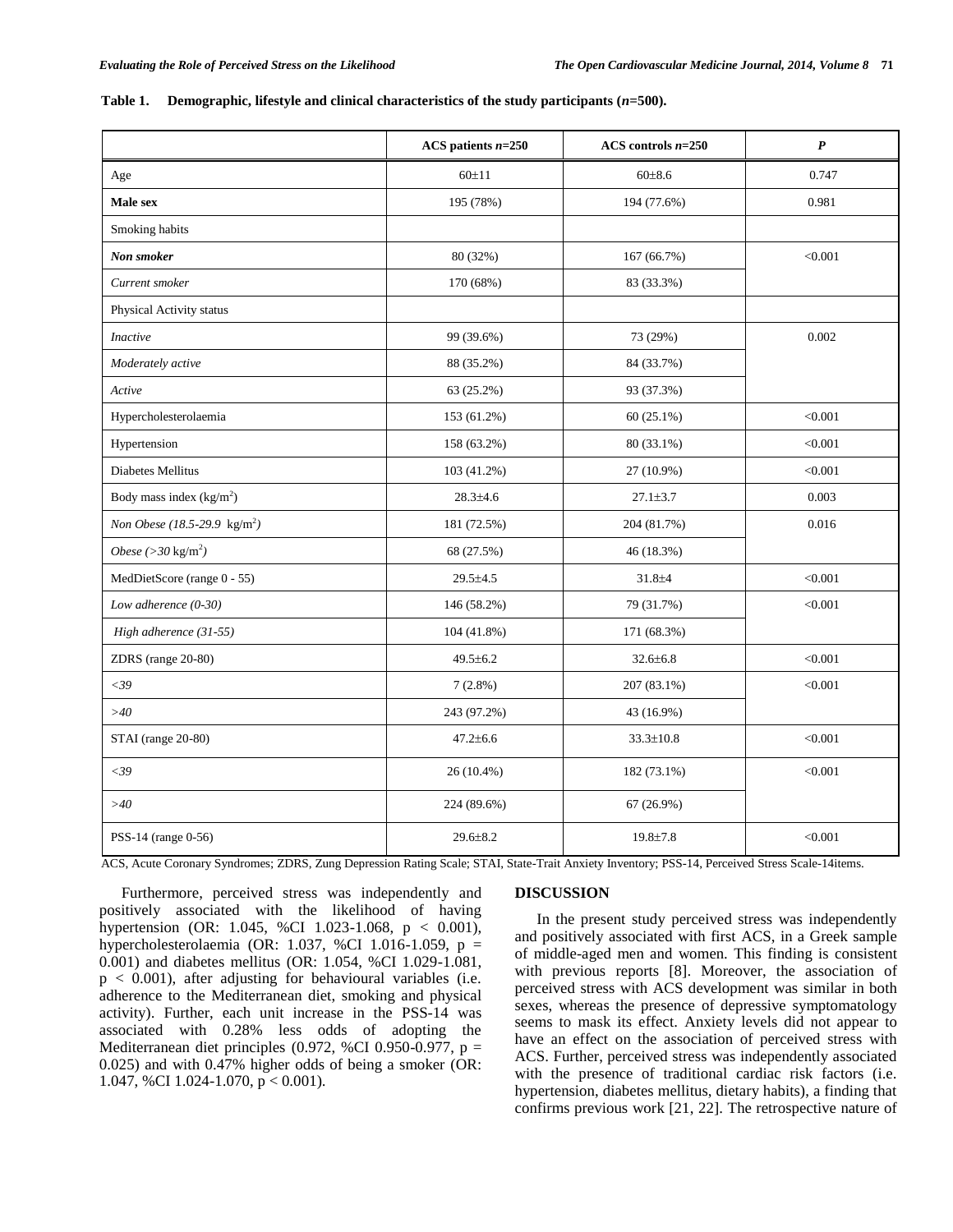**Table 1. Demographic, lifestyle and clinical characteristics of the study participants (*n*=500).**

| | ACS patients *n*=250 | ACS controls *n*=250 | *P* |
|---|---|---|---|
| Age | 60±11 | 60±8.6 | 0.747 |
| **Male sex** | 195 (78%) | 194 (77.6%) | 0.981 |
| Smoking habits | | | |
| ***Non smoker*** | 80 (32%) | 167 (66.7%) | <0.001 |
| *Current smoker* | 170 (68%) | 83 (33.3%) | |
| Physical Activity status | | | |
| *Inactive* | 99 (39.6%) | 73 (29%) | 0.002 |
| *Moderately active* | 88 (35.2%) | 84 (33.7%) | |
| *Active* | 63 (25.2%) | 93 (37.3%) | |
| Hypercholesterolaemia | 153 (61.2%) | 60 (25.1%) | <0.001 |
| Hypertension | 158 (63.2%) | 80 (33.1%) | <0.001 |
| Diabetes Mellitus | 103 (41.2%) | 27 (10.9%) | <0.001 |
| Body mass index (kg/m$^2$) | 28.3±4.6 | 27.1±3.7 | 0.003 |
| *Non Obese (18.5-29.9* kg/m$^2$*)* | 181 (72.5%) | 204 (81.7%) | 0.016 |
| *Obese (>30* kg/m$^2$*)* | 68 (27.5%) | 46 (18.3%) | |
| MedDietScore (range 0 - 55) | 29.5±4.5 | 31.8±4 | <0.001 |
| *Low adherence (0-30)* | 146 (58.2%) | 79 (31.7%) | <0.001 |
| *High adherence (31-55)* | 104 (41.8%) | 171 (68.3%) | |
| ZDRS (range 20-80) | 49.5±6.2 | 32.6±6.8 | <0.001 |
| *<39* | 7 (2.8%) | 207 (83.1%) | <0.001 |
| *>40* | 243 (97.2%) | 43 (16.9%) | |
| STAI (range 20-80) | 47.2±6.6 | 33.3±10.8 | <0.001 |
| *<39* | 26 (10.4%) | 182 (73.1%) | <0.001 |
| *>40* | 224 (89.6%) | 67 (26.9%) | |
| PSS-14 (range 0-56) | 29.6±8.2 | 19.8±7.8 | <0.001 |

ACS, Acute Coronary Syndromes; ZDRS, Zung Depression Rating Scale; STAI, State-Trait Anxiety Inventory; PSS-14, Perceived Stress Scale-14items.

Furthermore, perceived stress was independently and positively associated with the likelihood of having hypertension (OR: 1.045, %CI 1.023-1.068, $p < 0.001$), hypercholesterolaemia (OR: 1.037, %CI 1.016-1.059, $p = 0.001$) and diabetes mellitus (OR: 1.054, %CI 1.029-1.081, $p < 0.001$), after adjusting for behavioural variables (i.e. adherence to the Mediterranean diet, smoking and physical activity). Further, each unit increase in the PSS-14 was associated with 0.28% less odds of adopting the Mediterranean diet principles (0.972, %CI 0.950-0.977, $p = 0.025$) and with 0.47% higher odds of being a smoker (OR: 1.047, %CI 1.024-1.070, $p < 0.001$).

## DISCUSSION

In the present study perceived stress was independently and positively associated with first ACS, in a Greek sample of middle-aged men and women. This finding is consistent with previous reports [8]. Moreover, the association of perceived stress with ACS development was similar in both sexes, whereas the presence of depressive symptomatology seems to mask its effect. Anxiety levels did not appear to have an effect on the association of perceived stress with ACS. Further, perceived stress was independently associated with the presence of traditional cardiac risk factors (i.e. hypertension, diabetes mellitus, dietary habits), a finding that confirms previous work [21, 22]. The retrospective nature of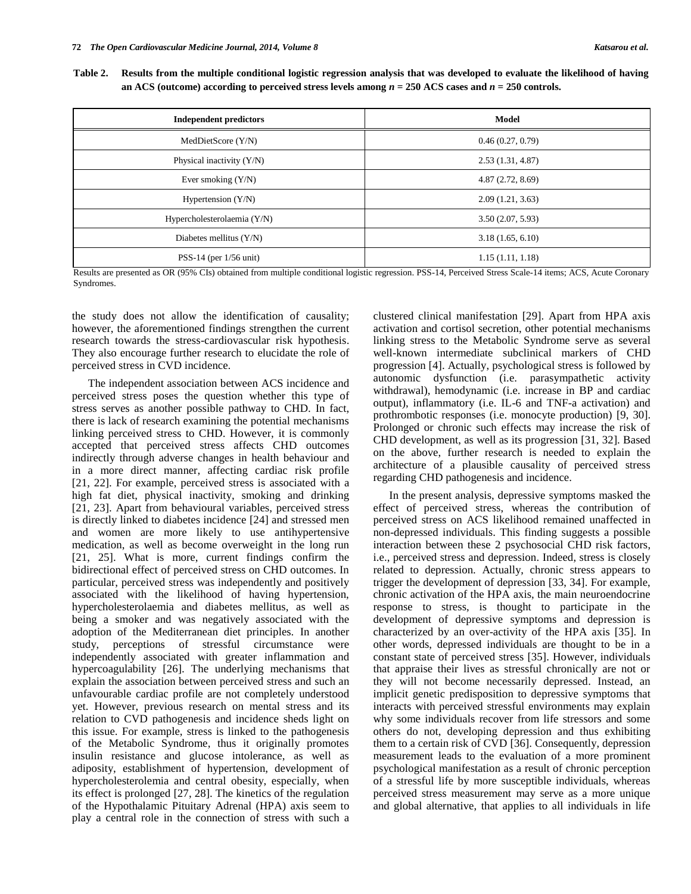**Table 2. Results from the multiple conditional logistic regression analysis that was developed to evaluate the likelihood of having an ACS (outcome) according to perceived stress levels among $n$ = 250 ACS cases and $n$ = 250 controls.**

| Independent predictors | Model |
|---|---|
| MedDietScore (Y/N) | 0.46 (0.27, 0.79) |
| Physical inactivity (Y/N) | 2.53 (1.31, 4.87) |
| Ever smoking (Y/N) | 4.87 (2.72, 8.69) |
| Hypertension (Y/N) | 2.09 (1.21, 3.63) |
| Hypercholesterolaemia (Y/N) | 3.50 (2.07, 5.93) |
| Diabetes mellitus (Y/N) | 3.18 (1.65, 6.10) |
| PSS-14 (per 1/56 unit) | 1.15 (1.11, 1.18) |

Results are presented as OR (95% CIs) obtained from multiple conditional logistic regression. PSS-14, Perceived Stress Scale-14 items; ACS, Acute Coronary Syndromes.

the study does not allow the identification of causality; however, the aforementioned findings strengthen the current research towards the stress-cardiovascular risk hypothesis. They also encourage further research to elucidate the role of perceived stress in CVD incidence.

The independent association between ACS incidence and perceived stress poses the question whether this type of stress serves as another possible pathway to CHD. In fact, there is lack of research examining the potential mechanisms linking perceived stress to CHD. However, it is commonly accepted that perceived stress affects CHD outcomes indirectly through adverse changes in health behaviour and in a more direct manner, affecting cardiac risk profile [21, 22]. For example, perceived stress is associated with a high fat diet, physical inactivity, smoking and drinking [21, 23]. Apart from behavioural variables, perceived stress is directly linked to diabetes incidence [24] and stressed men and women are more likely to use antihypertensive medication, as well as become overweight in the long run [21, 25]. What is more, current findings confirm the bidirectional effect of perceived stress on CHD outcomes. In particular, perceived stress was independently and positively associated with the likelihood of having hypertension, hypercholesterolaemia and diabetes mellitus, as well as being a smoker and was negatively associated with the adoption of the Mediterranean diet principles. In another study, perceptions of stressful circumstance were independently associated with greater inflammation and hypercoagulability [26]. The underlying mechanisms that explain the association between perceived stress and such an unfavourable cardiac profile are not completely understood yet. However, previous research on mental stress and its relation to CVD pathogenesis and incidence sheds light on this issue. For example, stress is linked to the pathogenesis of the Metabolic Syndrome, thus it originally promotes insulin resistance and glucose intolerance, as well as adiposity, establishment of hypertension, development of hypercholesterolemia and central obesity, especially, when its effect is prolonged [27, 28]. The kinetics of the regulation of the Hypothalamic Pituitary Adrenal (HPA) axis seem to play a central role in the connection of stress with such a clustered clinical manifestation [29]. Apart from HPA axis activation and cortisol secretion, other potential mechanisms linking stress to the Metabolic Syndrome serve as several well-known intermediate subclinical markers of CHD progression [4]. Actually, psychological stress is followed by autonomic dysfunction (i.e. parasympathetic activity withdrawal), hemodynamic (i.e. increase in BP and cardiac output), inflammatory (i.e. IL-6 and TNF-a activation) and prothrombotic responses (i.e. monocyte production) [9, 30]. Prolonged or chronic such effects may increase the risk of CHD development, as well as its progression [31, 32]. Based on the above, further research is needed to explain the architecture of a plausible causality of perceived stress regarding CHD pathogenesis and incidence.

In the present analysis, depressive symptoms masked the effect of perceived stress, whereas the contribution of perceived stress on ACS likelihood remained unaffected in non-depressed individuals. This finding suggests a possible interaction between these 2 psychosocial CHD risk factors, i.e., perceived stress and depression. Indeed, stress is closely related to depression. Actually, chronic stress appears to trigger the development of depression [33, 34]. For example, chronic activation of the HPA axis, the main neuroendocrine response to stress, is thought to participate in the development of depressive symptoms and depression is characterized by an over-activity of the HPA axis [35]. In other words, depressed individuals are thought to be in a constant state of perceived stress [35]. However, individuals that appraise their lives as stressful chronically are not or they will not become necessarily depressed. Instead, an implicit genetic predisposition to depressive symptoms that interacts with perceived stressful environments may explain why some individuals recover from life stressors and some others do not, developing depression and thus exhibiting them to a certain risk of CVD [36]. Consequently, depression measurement leads to the evaluation of a more prominent psychological manifestation as a result of chronic perception of a stressful life by more susceptible individuals, whereas perceived stress measurement may serve as a more unique and global alternative, that applies to all individuals in life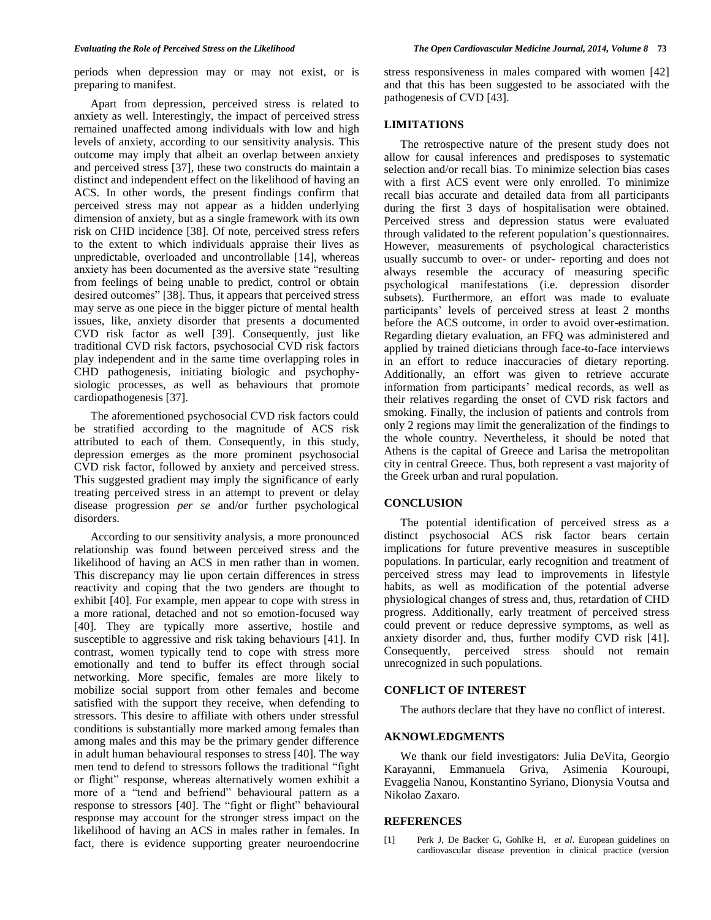periods when depression may or may not exist, or is preparing to manifest.

Apart from depression, perceived stress is related to anxiety as well. Interestingly, the impact of perceived stress remained unaffected among individuals with low and high levels of anxiety, according to our sensitivity analysis. This outcome may imply that albeit an overlap between anxiety and perceived stress [37], these two constructs do maintain a distinct and independent effect on the likelihood of having an ACS. In other words, the present findings confirm that perceived stress may not appear as a hidden underlying dimension of anxiety, but as a single framework with its own risk on CHD incidence [38]. Of note, perceived stress refers to the extent to which individuals appraise their lives as unpredictable, overloaded and uncontrollable [14], whereas anxiety has been documented as the aversive state "resulting from feelings of being unable to predict, control or obtain desired outcomes" [38]. Thus, it appears that perceived stress may serve as one piece in the bigger picture of mental health issues, like, anxiety disorder that presents a documented CVD risk factor as well [39]. Consequently, just like traditional CVD risk factors, psychosocial CVD risk factors play independent and in the same time overlapping roles in CHD pathogenesis, initiating biologic and psychophysiologic processes, as well as behaviours that promote cardiopathogenesis [37].

The aforementioned psychosocial CVD risk factors could be stratified according to the magnitude of ACS risk attributed to each of them. Consequently, in this study, depression emerges as the more prominent psychosocial CVD risk factor, followed by anxiety and perceived stress. This suggested gradient may imply the significance of early treating perceived stress in an attempt to prevent or delay disease progression *per se* and/or further psychological disorders.

According to our sensitivity analysis, a more pronounced relationship was found between perceived stress and the likelihood of having an ACS in men rather than in women. This discrepancy may lie upon certain differences in stress reactivity and coping that the two genders are thought to exhibit [40]. For example, men appear to cope with stress in a more rational, detached and not so emotion-focused way [40]. They are typically more assertive, hostile and susceptible to aggressive and risk taking behaviours [41]. In contrast, women typically tend to cope with stress more emotionally and tend to buffer its effect through social networking. More specific, females are more likely to mobilize social support from other females and become satisfied with the support they receive, when defending to stressors. This desire to affiliate with others under stressful conditions is substantially more marked among females than among males and this may be the primary gender difference in adult human behavioural responses to stress [40]. The way men tend to defend to stressors follows the traditional "fight or flight" response, whereas alternatively women exhibit a more of a "tend and befriend" behavioural pattern as a response to stressors [40]. The "fight or flight" behavioural response may account for the stronger stress impact on the likelihood of having an ACS in males rather in females. In fact, there is evidence supporting greater neuroendocrine stress responsiveness in males compared with women [42] and that this has been suggested to be associated with the pathogenesis of CVD [43].

## LIMITATIONS

The retrospective nature of the present study does not allow for causal inferences and predisposes to systematic selection and/or recall bias. To minimize selection bias cases with a first ACS event were only enrolled. To minimize recall bias accurate and detailed data from all participants during the first 3 days of hospitalisation were obtained. Perceived stress and depression status were evaluated through validated to the referent population's questionnaires. However, measurements of psychological characteristics usually succumb to over- or under- reporting and does not always resemble the accuracy of measuring specific psychological manifestations (i.e. depression disorder subsets). Furthermore, an effort was made to evaluate participants' levels of perceived stress at least 2 months before the ACS outcome, in order to avoid over-estimation. Regarding dietary evaluation, an FFQ was administered and applied by trained dieticians through face-to-face interviews in an effort to reduce inaccuracies of dietary reporting. Additionally, an effort was given to retrieve accurate information from participants' medical records, as well as their relatives regarding the onset of CVD risk factors and smoking. Finally, the inclusion of patients and controls from only 2 regions may limit the generalization of the findings to the whole country. Nevertheless, it should be noted that Athens is the capital of Greece and Larisa the metropolitan city in central Greece. Thus, both represent a vast majority of the Greek urban and rural population.

## CONCLUSION

The potential identification of perceived stress as a distinct psychosocial ACS risk factor bears certain implications for future preventive measures in susceptible populations. In particular, early recognition and treatment of perceived stress may lead to improvements in lifestyle habits, as well as modification of the potential adverse physiological changes of stress and, thus, retardation of CHD progress. Additionally, early treatment of perceived stress could prevent or reduce depressive symptoms, as well as anxiety disorder and, thus, further modify CVD risk [41]. Consequently, perceived stress should not remain unrecognized in such populations.

## CONFLICT OF INTEREST

The authors declare that they have no conflict of interest.

## AKNOWLEDGMENTS

We thank our field investigators: Julia DeVita, Georgio Karayanni, Emmanuela Griva, Asimenia Kouroupi, Evaggelia Nanou, Konstantino Syriano, Dionysia Voutsa and Nikolao Zaxaro.

## REFERENCES

[1] Perk J, De Backer G, Gohlke H, *et al*. European guidelines on cardiovascular disease prevention in clinical practice (version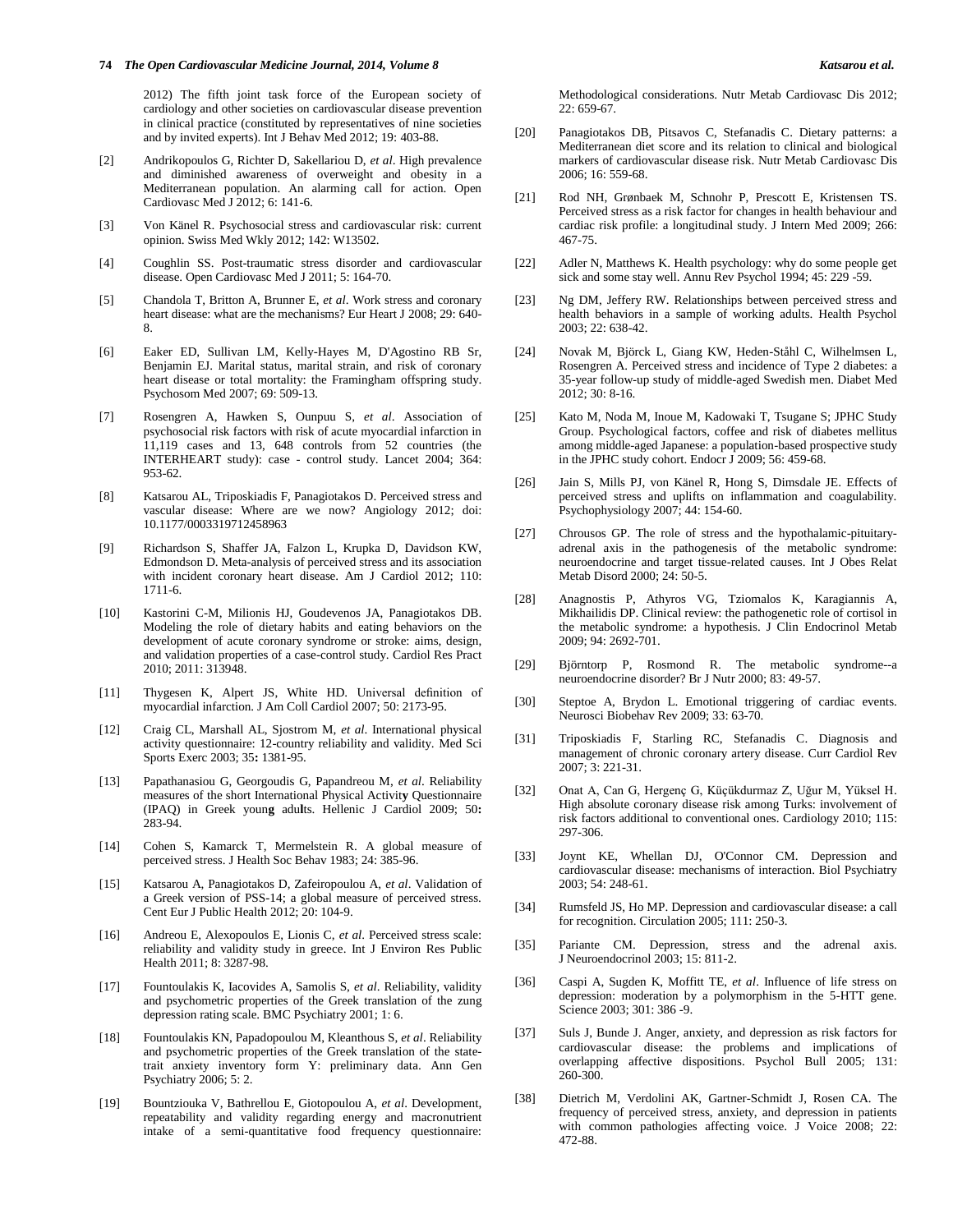2012) The fifth joint task force of the European society of cardiology and other societies on cardiovascular disease prevention in clinical practice (constituted by representatives of nine societies and by invited experts). Int J Behav Med 2012; 19: 403-88.

[2] Andrikopoulos G, Richter D, Sakellariou D, *et al*. High prevalence and diminished awareness of overweight and obesity in a Mediterranean population. An alarming call for action. Open Cardiovasc Med J 2012; 6: 141-6.

[3] Von Känel R. Psychosocial stress and cardiovascular risk: current opinion. Swiss Med Wkly 2012; 142: W13502.

[4] Coughlin SS. Post-traumatic stress disorder and cardiovascular disease. Open Cardiovasc Med J 2011; 5: 164-70.

[5] Chandola T, Britton A, Brunner E, *et al*. Work stress and coronary heart disease: what are the mechanisms? Eur Heart J 2008; 29: 640-8.

[6] Eaker ED, Sullivan LM, Kelly-Hayes M, D'Agostino RB Sr, Benjamin EJ. Marital status, marital strain, and risk of coronary heart disease or total mortality: the Framingham offspring study. Psychosom Med 2007; 69: 509-13.

[7] Rosengren A, Hawken S, Ounpuu S, *et al*. Association of psychosocial risk factors with risk of acute myocardial infarction in 11,119 cases and 13, 648 controls from 52 countries (the INTERHEART study): case - control study. Lancet 2004; 364: 953-62.

[8] Katsarou AL, Triposkiadis F, Panagiotakos D. Perceived stress and vascular disease: Where are we now? Angiology 2012; doi: 10.1177/0003319712458963

[9] Richardson S, Shaffer JA, Falzon L, Krupka D, Davidson KW, Edmondson D. Meta-analysis of perceived stress and its association with incident coronary heart disease. Am J Cardiol 2012; 110: 1711-6.

[10] Kastorini C-M, Milionis HJ, Goudevenos JA, Panagiotakos DB. Modeling the role of dietary habits and eating behaviors on the development of acute coronary syndrome or stroke: aims, design, and validation properties of a case-control study. Cardiol Res Pract 2010; 2011: 313948.

[11] Thygesen K, Alpert JS, White HD. Universal definition of myocardial infarction. J Am Coll Cardiol 2007; 50: 2173-95.

[12] Craig CL, Marshall AL, Sjostrom M, *et al*. International physical activity questionnaire: 12-country reliability and validity. Med Sci Sports Exerc 2003; 35**:** 1381-95.

[13] Papathanasiou G, Georgoudis G, Papandreou M, *et al*. Reliability measures of the short International Physical Activit**y** Questionnaire (IPAQ) in Greek youn**g** adu**l**ts. Hellenic J Cardiol 2009; 50**:** 283-94.

[14] Cohen S, Kamarck T, Mermelstein R. A global measure of perceived stress. J Health Soc Behav 1983; 24: 385-96.

[15] Katsarou A, Panagiotakos D, Zafeiropoulou A, *et al*. Validation of a Greek version of PSS-14; a global measure of perceived stress. Cent Eur J Public Health 2012; 20: 104-9.

[16] Andreou E, Alexopoulos E, Lionis C, *et al*. Perceived stress scale: reliability and validity study in greece. Int J Environ Res Public Health 2011; 8: 3287-98.

[17] Fountoulakis K, Iacovides A, Samolis S, *et al*. Reliability, validity and psychometric properties of the Greek translation of the zung depression rating scale. BMC Psychiatry 2001; 1: 6.

[18] Fountoulakis KN, Papadopoulou M, Kleanthous S, *et al*. Reliability and psychometric properties of the Greek translation of the state-trait anxiety inventory form Y: preliminary data. Ann Gen Psychiatry 2006; 5: 2.

[19] Bountziouka V, Bathrellou E, Giotopoulou A, *et al*. Development, repeatability and validity regarding energy and macronutrient intake of a semi-quantitative food frequency questionnaire: Methodological considerations. Nutr Metab Cardiovasc Dis 2012; 22: 659-67.

[20] Panagiotakos DB, Pitsavos C, Stefanadis C. Dietary patterns: a Mediterranean diet score and its relation to clinical and biological markers of cardiovascular disease risk. Nutr Metab Cardiovasc Dis 2006; 16: 559-68.

[21] Rod NH, Grønbaek M, Schnohr P, Prescott E, Kristensen TS. Perceived stress as a risk factor for changes in health behaviour and cardiac risk profile: a longitudinal study. J Intern Med 2009; 266: 467-75.

[22] Adler N, Matthews K. Health psychology: why do some people get sick and some stay well. Annu Rev Psychol 1994; 45: 229 -59.

[23] Ng DM, Jeffery RW. Relationships between perceived stress and health behaviors in a sample of working adults. Health Psychol 2003; 22: 638-42.

[24] Novak M, Björck L, Giang KW, Heden-Ståhl C, Wilhelmsen L, Rosengren A. Perceived stress and incidence of Type 2 diabetes: a 35-year follow-up study of middle-aged Swedish men. Diabet Med 2012; 30: 8-16.

[25] Kato M, Noda M, Inoue M, Kadowaki T, Tsugane S; JPHC Study Group. Psychological factors, coffee and risk of diabetes mellitus among middle-aged Japanese: a population-based prospective study in the JPHC study cohort. Endocr J 2009; 56: 459-68.

[26] Jain S, Mills PJ, von Känel R, Hong S, Dimsdale JE. Effects of perceived stress and uplifts on inflammation and coagulability. Psychophysiology 2007; 44: 154-60.

[27] Chrousos GP. The role of stress and the hypothalamic-pituitary-adrenal axis in the pathogenesis of the metabolic syndrome: neuroendocrine and target tissue-related causes. Int J Obes Relat Metab Disord 2000; 24: 50-5.

[28] Anagnostis P, Athyros VG, Tziomalos K, Karagiannis A, Mikhailidis DP. Clinical review: the pathogenetic role of cortisol in the metabolic syndrome: a hypothesis. J Clin Endocrinol Metab 2009; 94: 2692-701.

[29] Björntorp P, Rosmond R. The metabolic syndrome--a neuroendocrine disorder? Br J Nutr 2000; 83: 49-57.

[30] Steptoe A, Brydon L. Emotional triggering of cardiac events. Neurosci Biobehav Rev 2009; 33: 63-70.

[31] Triposkiadis F, Starling RC, Stefanadis C. Diagnosis and management of chronic coronary artery disease. Curr Cardiol Rev 2007; 3: 221-31.

[32] Onat A, Can G, Hergenç G, Küçükdurmaz Z, Uğur M, Yüksel H. High absolute coronary disease risk among Turks: involvement of risk factors additional to conventional ones. Cardiology 2010; 115: 297-306.

[33] Joynt KE, Whellan DJ, O'Connor CM. Depression and cardiovascular disease: mechanisms of interaction. Biol Psychiatry 2003; 54: 248-61.

[34] Rumsfeld JS, Ho MP. Depression and cardiovascular disease: a call for recognition. Circulation 2005; 111: 250-3.

[35] Pariante CM. Depression, stress and the adrenal axis. J Neuroendocrinol 2003; 15: 811-2.

[36] Caspi A, Sugden K, Moffitt TE, *et al*. Influence of life stress on depression: moderation by a polymorphism in the 5-HTT gene. Science 2003; 301: 386 -9.

[37] Suls J, Bunde J. Anger, anxiety, and depression as risk factors for cardiovascular disease: the problems and implications of overlapping affective dispositions. Psychol Bull 2005; 131: 260-300.

[38] Dietrich M, Verdolini AK, Gartner-Schmidt J, Rosen CA. The frequency of perceived stress, anxiety, and depression in patients with common pathologies affecting voice. J Voice 2008; 22: 472-88.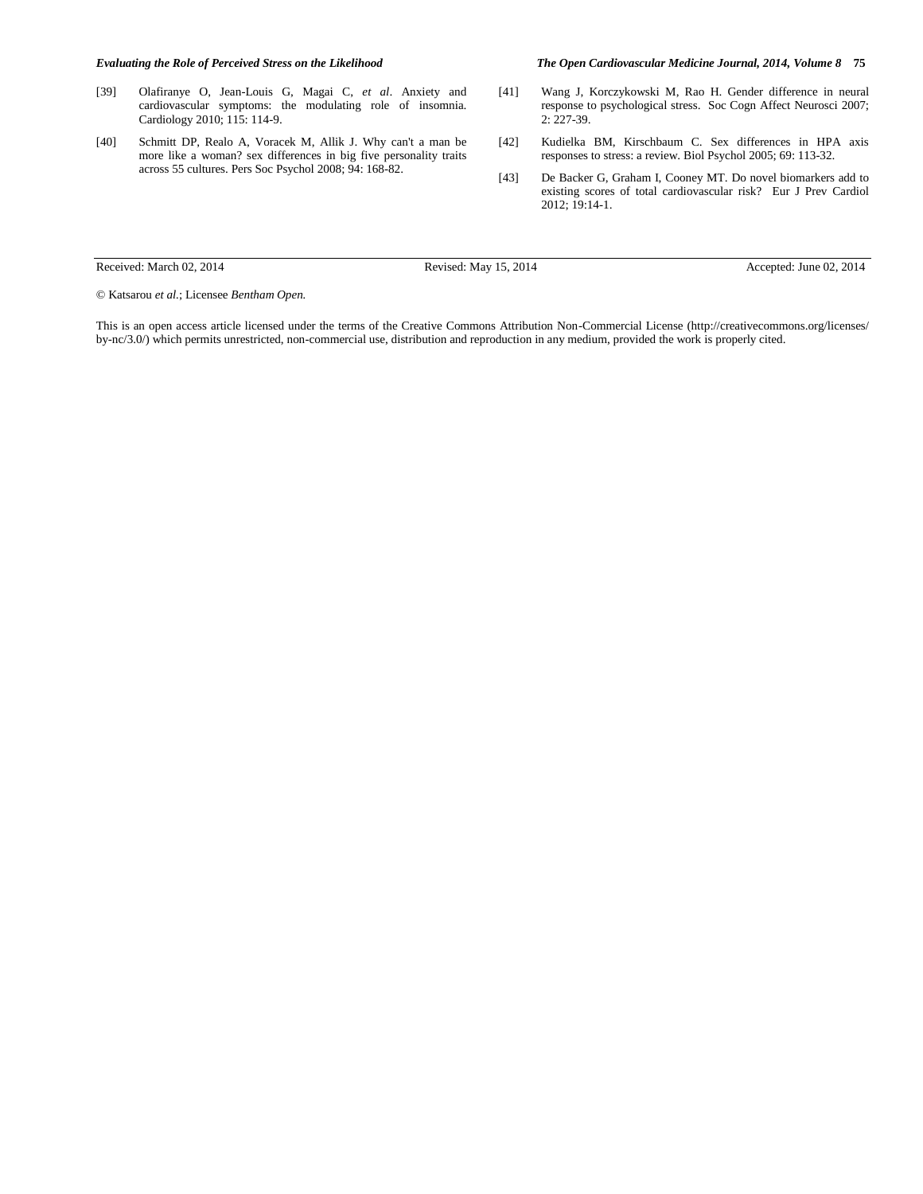[39] Olafiranye O, Jean-Louis G, Magai C, *et al*. Anxiety and cardiovascular symptoms: the modulating role of insomnia. Cardiology 2010; 115: 114-9.

[40] Schmitt DP, Realo A, Voracek M, Allik J. Why can't a man be more like a woman? sex differences in big five personality traits across 55 cultures. Pers Soc Psychol 2008; 94: 168-82.

[41] Wang J, Korczykowski M, Rao H. Gender difference in neural response to psychological stress. Soc Cogn Affect Neurosci 2007; 2: 227-39.

[42] Kudielka BM, Kirschbaum C. Sex differences in HPA axis responses to stress: a review. Biol Psychol 2005; 69: 113-32.

[43] De Backer G, Graham I, Cooney MT. Do novel biomarkers add to existing scores of total cardiovascular risk? Eur J Prev Cardiol 2012; 19:14-1.

Received: March 02, 2014 Revised: May 15, 2014 Accepted: June 02, 2014

© Katsarou *et al.*; Licensee *Bentham Open.*

This is an open access article licensed under the terms of the Creative Commons Attribution Non-Commercial License (http://creativecommons.org/licenses/by-nc/3.0/) which permits unrestricted, non-commercial use, distribution and reproduction in any medium, provided the work is properly cited.